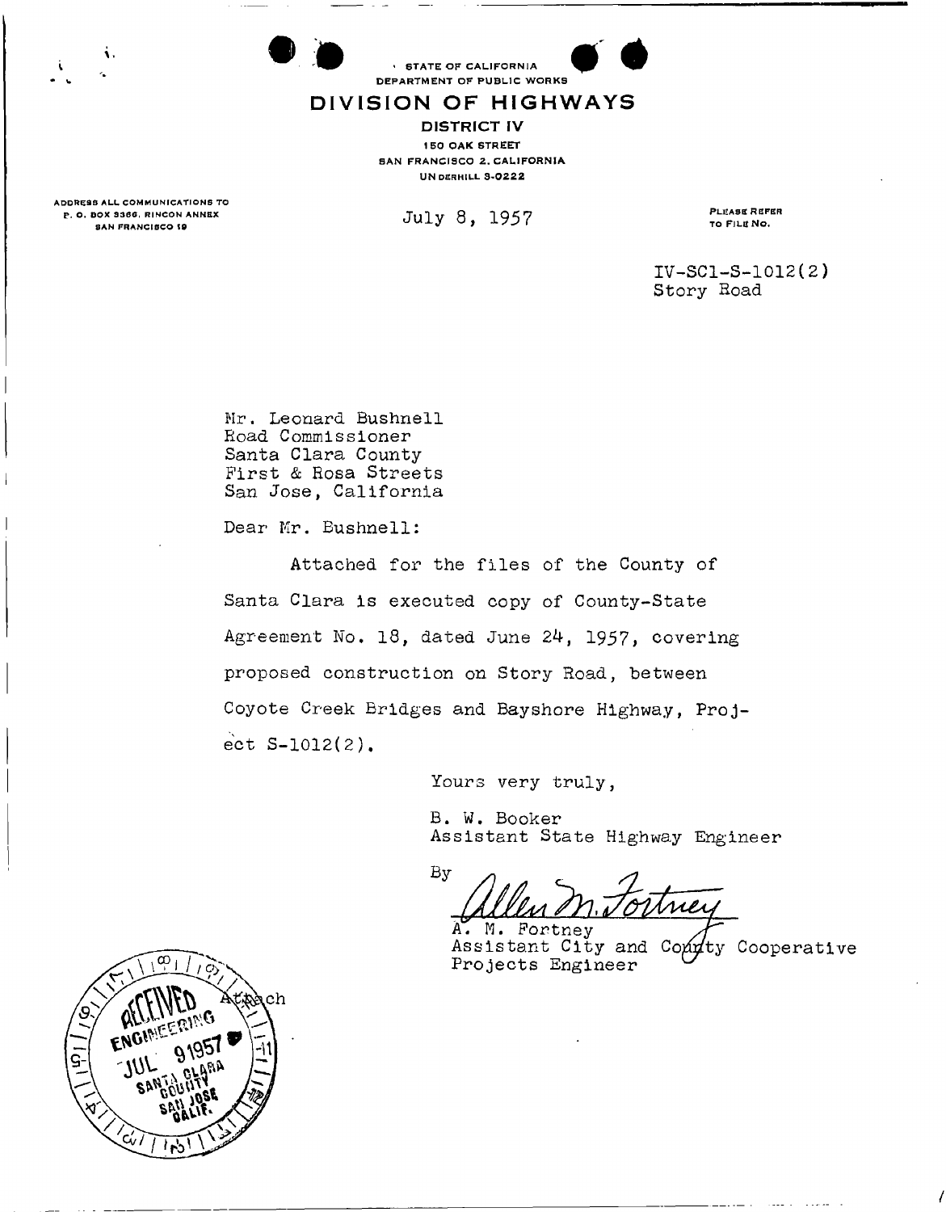STATE OF CALIFORNIA
DEPARTMENT OF PUBLIC WORKS

# DIVISION OF HIGHWAYS

**DISTRICT IV**
150 OAK STREET
SAN FRANCISCO 2, CALIFORNIA
UNDERHILL 3-0222

ADDRESS ALL COMMUNICATIONS TO
P. O. BOX 3366, RINCON ANNEX
SAN FRANCISCO 19

July 8, 1957

PLEASE REFER TO FILE NO.

IV-SCl-S-1012(2)
Story Road

Mr. Leonard Bushnell
Road Commissioner
Santa Clara County
First & Rosa Streets
San Jose, California

Dear Mr. Bushnell:

Attached for the files of the County of Santa Clara is executed copy of County-State Agreement No. 18, dated June 24, 1957, covering proposed construction on Story Road, between Coyote Creek Bridges and Bayshore Highway, Project S-1012(2).

Yours very truly,

B. W. Booker
Assistant State Highway Engineer

By Allen M. Fortney

A. M. Fortney
Assistant City and County Cooperative Projects Engineer

Attach

RECEIVED
ENGINEERING
JUL 9 1957
SANTA CLARA COUNTY
SAN JOSE CALIF.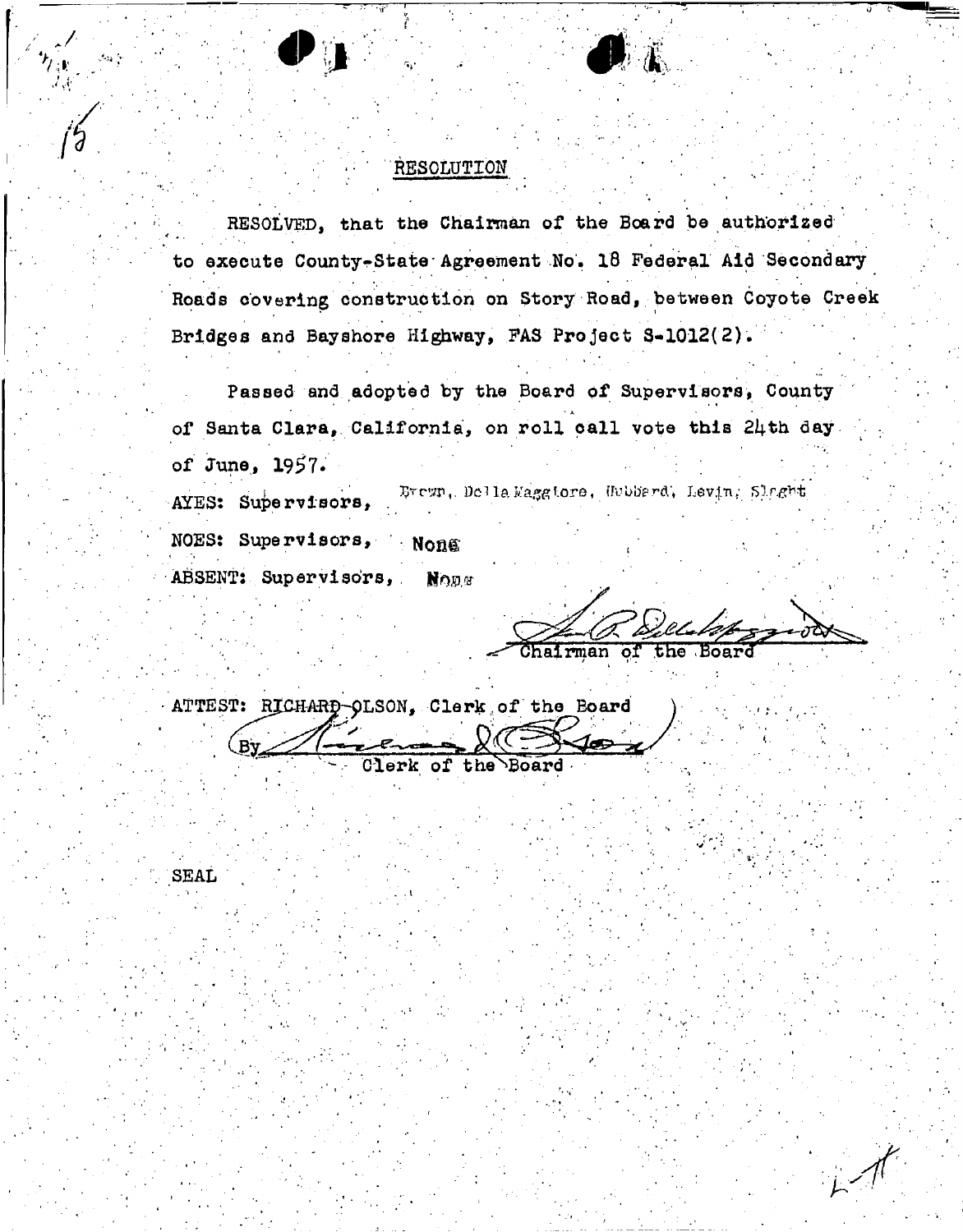# RESOLUTION

RESOLVED, that the Chairman of the Board be authorized to execute County-State Agreement No. 18 Federal Aid Secondary Roads covering construction on Story Road, between Coyote Creek Bridges and Bayshore Highway, FAS Project S-1012(2).

Passed and adopted by the Board of Supervisors, County of Santa Clara, California, on roll call vote this 24th day of June, 1957.

AYES: Supervisors, Brown, Della Maggiore, Hubbard, Levin, Sleght

NOES: Supervisors, None

ABSENT: Supervisors, None

Chairman of the Board

ATTEST: RICHARD OLSON, Clerk of the Board

By

Clerk of the Board

SEAL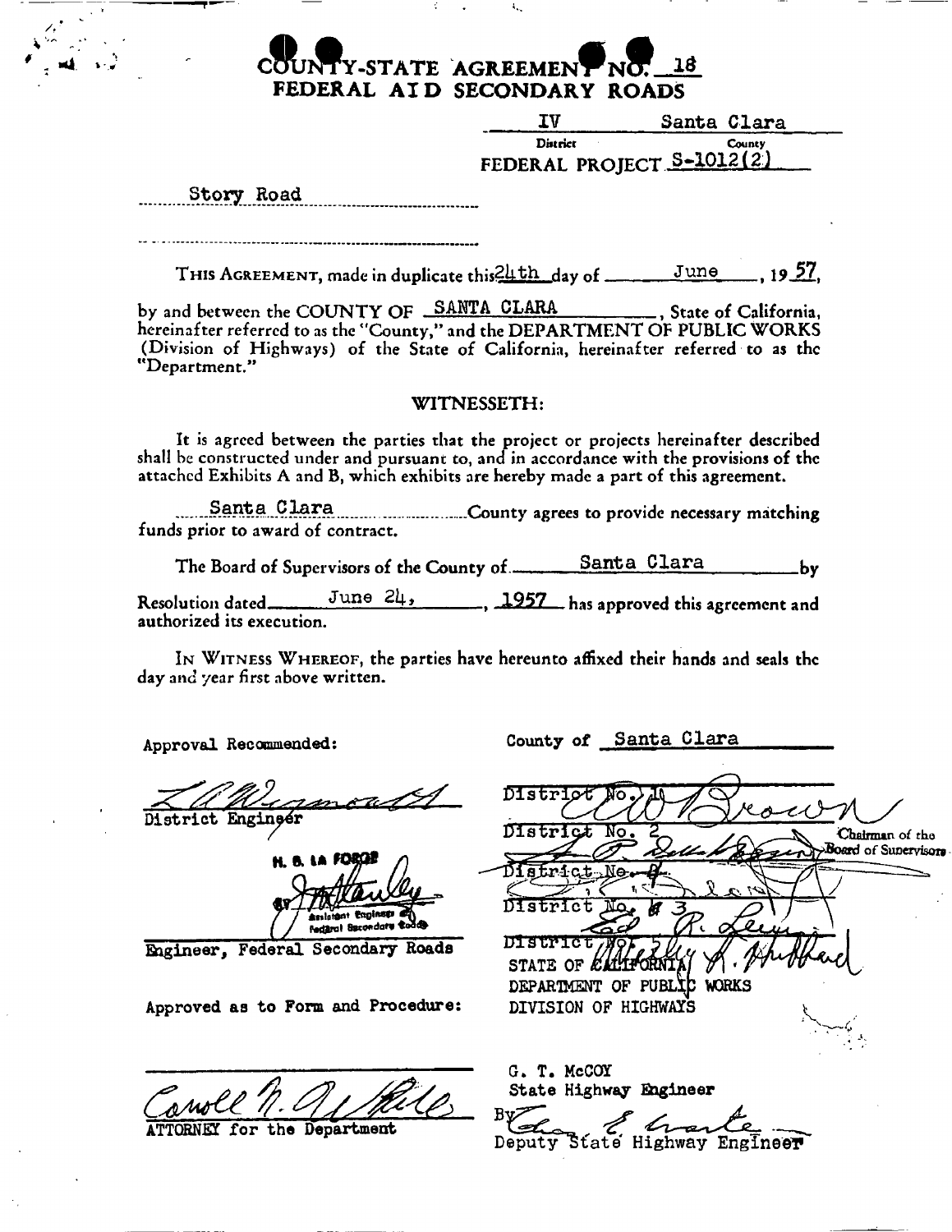# COUNTY-STATE AGREEMENT NO. 18
## FEDERAL AID SECONDARY ROADS

| IV | Santa Clara |
|---|---|
| District | County |

FEDERAL PROJECT S-1012(2)

Story Road

THIS AGREEMENT, made in duplicate this 24th day of June, 1957, by and between the COUNTY OF SANTA CLARA, State of California, hereinafter referred to as the "County," and the DEPARTMENT OF PUBLIC WORKS (Division of Highways) of the State of California, hereinafter referred to as the "Department."

WITNESSETH:

It is agreed between the parties that the project or projects hereinafter described shall be constructed under and pursuant to, and in accordance with the provisions of the attached Exhibits A and B, which exhibits are hereby made a part of this agreement.

Santa Clara County agrees to provide necessary matching funds prior to award of contract.

The Board of Supervisors of the County of Santa Clara by Resolution dated June 24, 1957 has approved this agreement and authorized its execution.

IN WITNESS WHEREOF, the parties have hereunto affixed their hands and seals the day and year first above written.

Approval Recommended:

District Engineer

H. B. LA FORGE
By [signature]
Assistant Engineer of Federal Secondary Roads

Engineer, Federal Secondary Roads

Approved as to Form and Procedure:

[signature]
ATTORNEY for the Department

County of Santa Clara

District No. 1 [signature]

District No. 2 [signature] Chairman of the Board of Supervisors

District No. 4 [signature]

District No. 3 [signature]

District No. 5 [signature]

STATE OF CALIFORNIA
DEPARTMENT OF PUBLIC WORKS
DIVISION OF HIGHWAYS

G. T. McCOY
State Highway Engineer

By [signature]
Deputy State Highway Engineer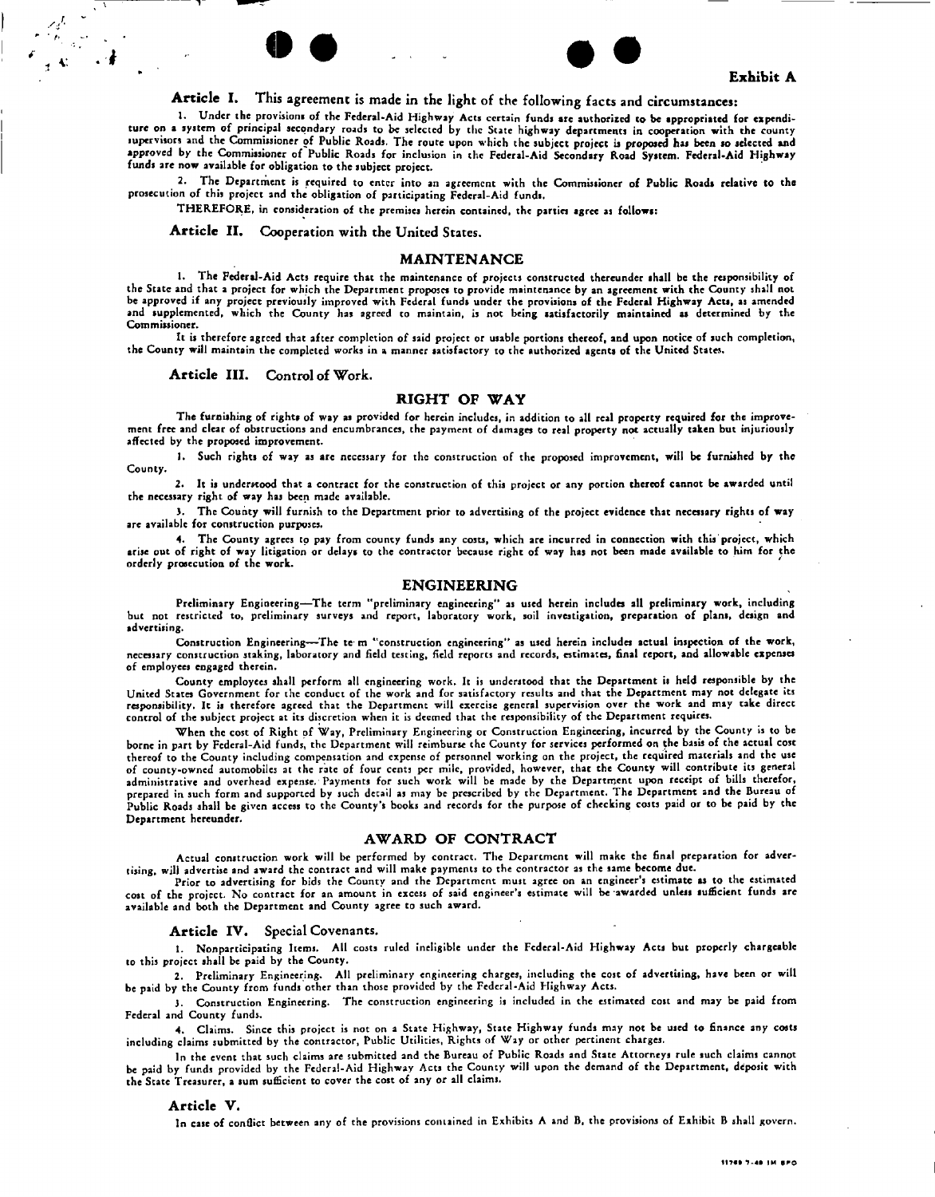**Exhibit A**

**Article I.** This agreement is made in the light of the following facts and circumstances:

1. Under the provisions of the Federal-Aid Highway Acts certain funds are authorized to be appropriated for expenditure on a system of principal secondary roads to be selected by the State highway departments in cooperation with the county supervisors and the Commissioner of Public Roads. The route upon which the subject project is proposed has been so selected and approved by the Commissioner of Public Roads for inclusion in the Federal-Aid Secondary Road System. Federal-Aid Highway funds are now available for obligation to the subject project.

2. The Department is required to enter into an agreement with the Commissioner of Public Roads relative to the prosecution of this project and the obligation of participating Federal-Aid funds.

THEREFORE, in consideration of the premises herein contained, the parties agree as follows:

**Article II.** Cooperation with the United States.

## MAINTENANCE

1. The Federal-Aid Acts require that the maintenance of projects constructed thereunder shall be the responsibility of the State and that a project for which the Department proposes to provide maintenance by an agreement with the County shall not be approved if any project previously improved with Federal funds under the provisions of the Federal Highway Acts, as amended and supplemented, which the County has agreed to maintain, is not being satisfactorily maintained as determined by the Commissioner.

It is therefore agreed that after completion of said project or usable portions thereof, and upon notice of such completion, the County will maintain the completed works in a manner satisfactory to the authorized agents of the United States.

**Article III.** Control of Work.

## RIGHT OF WAY

The furnishing of rights of way as provided for herein includes, in addition to all real property required for the improvement free and clear of obstructions and encumbrances, the payment of damages to real property not actually taken but injuriously affected by the proposed improvement.

1. Such rights of way as are necessary for the construction of the proposed improvement, will be furnished by the County.

2. It is understood that a contract for the construction of this project or any portion thereof cannot be awarded until the necessary right of way has been made available.

3. The County will furnish to the Department prior to advertising of the project evidence that necessary rights of way are available for construction purposes.

4. The County agrees to pay from county funds any costs, which are incurred in connection with this project, which arise out of right of way litigation or delays to the contractor because right of way has not been made available to him for the orderly prosecution of the work.

## ENGINEERING

Preliminary Engineering—The term "preliminary engineering" as used herein includes all preliminary work, including but not restricted to, preliminary surveys and report, laboratory work, soil investigation, preparation of plans, design and advertising.

Construction Engineering—The te m "construction engineering" as used herein includes actual inspection of the work, necessary construction staking, laboratory and field testing, field reports and records, estimates, final report, and allowable expenses of employees engaged therein.

County employees shall perform all engineering work. It is understood that the Department is held responsible by the United States Government for the conduct of the work and for satisfactory results and that the Department may not delegate its responsibility. It is therefore agreed that the Department will exercise general supervision over the work and may take direct control of the subject project at its discretion when it is deemed that the responsibility of the Department requires.

When the cost of Right of Way, Preliminary Engineering or Construction Engineering, incurred by the County is to be borne in part by Federal-Aid funds, the Department will reimburse the County for services performed on the basis of the actual cost thereof to the County including compensation and expense of personnel working on the project, the required materials and the use of county-owned automobiles at the rate of four cents per mile, provided, however, that the County will contribute its general administrative and overhead expense. Payments for such work will be made by the Department upon receipt of bills therefor, prepared in such form and supported by such detail as may be prescribed by the Department. The Department and the Bureau of Public Roads shall be given access to the County's books and records for the purpose of checking costs paid or to be paid by the Department hereunder.

## AWARD OF CONTRACT

Actual construction work will be performed by contract. The Department will make the final preparation for advertising, will advertise and award the contract and will make payments to the contractor as the same become due.

Prior to advertising for bids the County and the Department must agree on an engineer's estimate as to the estimated cost of the project. No contract for an amount in excess of said engineer's estimate will be awarded unless sufficient funds are available and both the Department and County agree to such award.

**Article IV.** Special Covenants.

1. Nonparticipating Items. All costs ruled ineligible under the Federal-Aid Highway Acts but properly chargeable to this project shall be paid by the County.

2. Preliminary Engineering. All preliminary engineering charges, including the cost of advertising, have been or will be paid by the County from funds other than those provided by the Federal-Aid Highway Acts.

3. Construction Engineering. The construction engineering is included in the estimated cost and may be paid from Federal and County funds.

4. Claims. Since this project is not on a State Highway, State Highway funds may not be used to finance any costs including claims submitted by the contractor, Public Utilities, Rights of Way or other pertinent charges.

In the event that such claims are submitted and the Bureau of Public Roads and State Attorneys rule such claims cannot be paid by funds provided by the Federal-Aid Highway Acts the County will upon the demand of the Department, deposit with the State Treasurer, a sum sufficient to cover the cost of any or all claims.

**Article V.**

In case of conflict between any of the provisions contained in Exhibits A and B, the provisions of Exhibit B shall govern.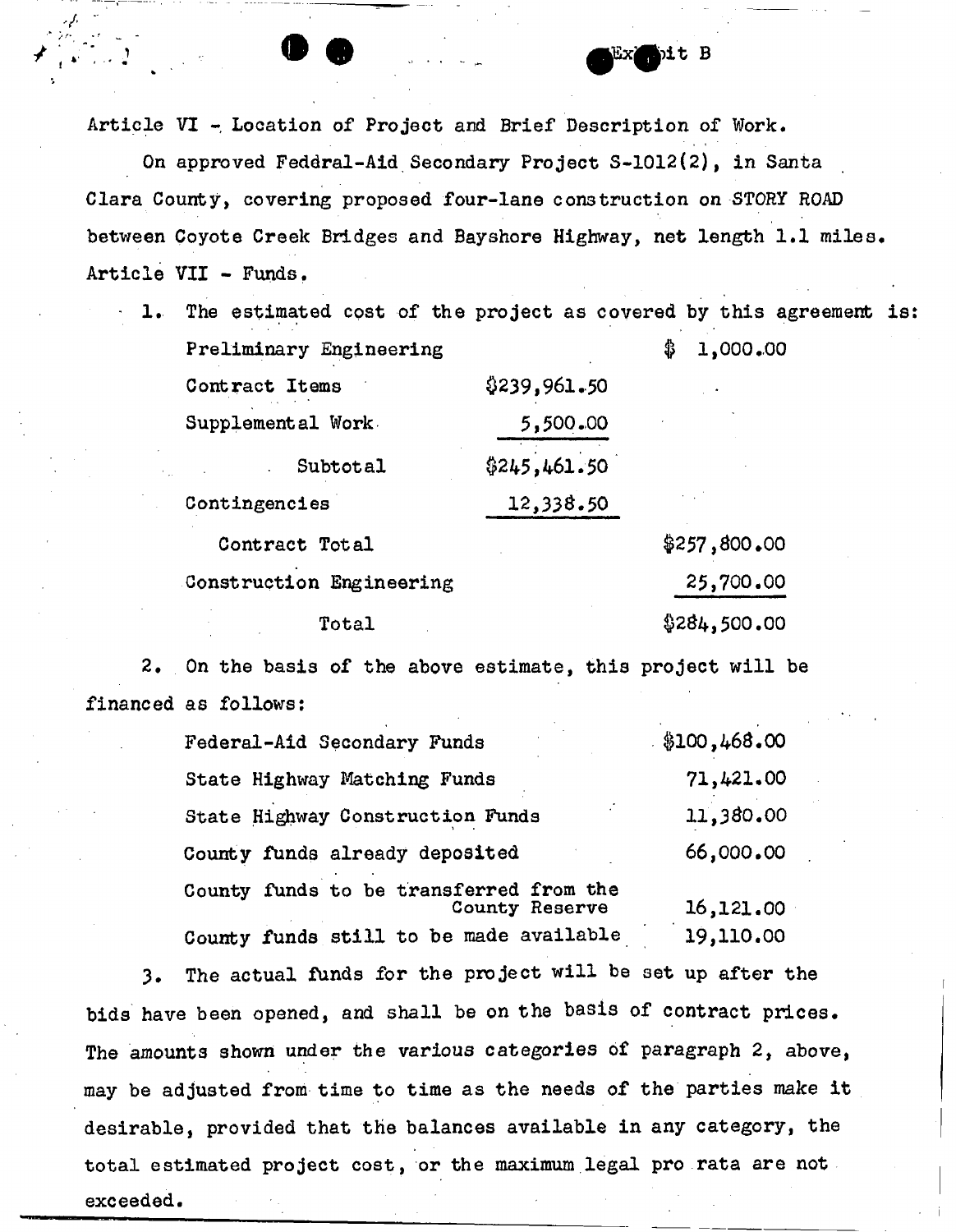Exhibit B

Article VI - Location of Project and Brief Description of Work.

On approved Feddral-Aid Secondary Project S-1012(2), in Santa Clara County, covering proposed four-lane construction on STORY ROAD between Coyote Creek Bridges and Bayshore Highway, net length 1.1 miles.

Article VII - Funds.

1. The estimated cost of the project as covered by this agreement is:

| | | |
|---|---|---|
| Preliminary Engineering | | $ 1,000.00 |
| Contract Items | $239,961.50 | |
| Supplemental Work | 5,500.00 | |
| Subtotal | $245,461.50 | |
| Contingencies | 12,338.50 | |
| Contract Total | | $257,800.00 |
| Construction Engineering | | 25,700.00 |
| Total | | $284,500.00 |

2. On the basis of the above estimate, this project will be financed as follows:

| | |
|---|---|
| Federal-Aid Secondary Funds | $100,468.00 |
| State Highway Matching Funds | 71,421.00 |
| State Highway Construction Funds | 11,380.00 |
| County funds already deposited | 66,000.00 |
| County funds to be transferred from the County Reserve | 16,121.00 |
| County funds still to be made available | 19,110.00 |

3. The actual funds for the project will be set up after the bids have been opened, and shall be on the basis of contract prices. The amounts shown under the various categories of paragraph 2, above, may be adjusted from time to time as the needs of the parties make it desirable, provided that the balances available in any category, the total estimated project cost, or the maximum legal pro rata are not exceeded.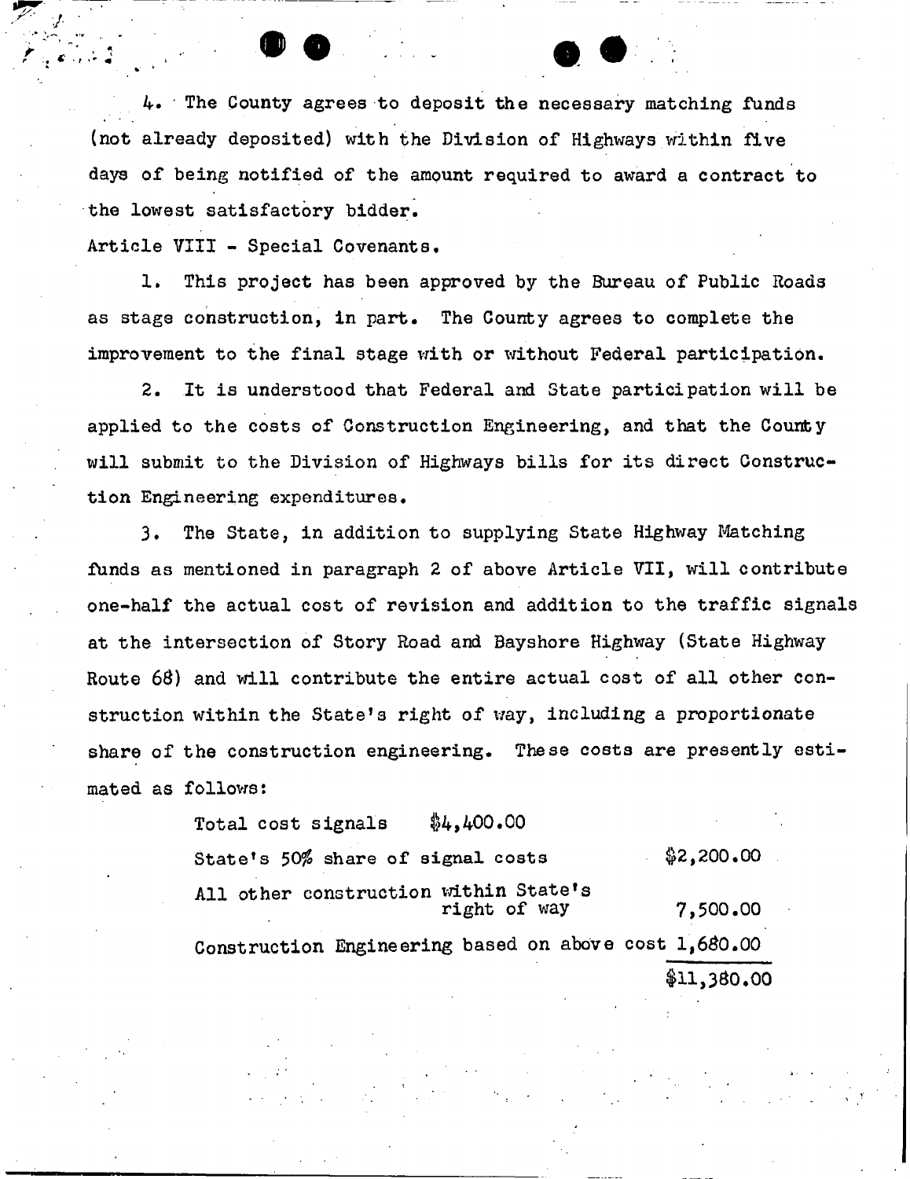4. The County agrees to deposit the necessary matching funds (not already deposited) with the Division of Highways within five days of being notified of the amount required to award a contract to the lowest satisfactory bidder.

Article VIII - Special Covenants.

1. This project has been approved by the Bureau of Public Roads as stage construction, in part. The County agrees to complete the improvement to the final stage with or without Federal participation.

2. It is understood that Federal and State participation will be applied to the costs of Construction Engineering, and that the County will submit to the Division of Highways bills for its direct Construction Engineering expenditures.

3. The State, in addition to supplying State Highway Matching funds as mentioned in paragraph 2 of above Article VII, will contribute one-half the actual cost of revision and addition to the traffic signals at the intersection of Story Road and Bayshore Highway (State Highway Route 68) and will contribute the entire actual cost of all other construction within the State's right of way, including a proportionate share of the construction engineering. These costs are presently estimated as follows:

| | | |
|---|---|---|
| Total cost signals | $4,400.00 | |
| State's 50% share of signal costs | | $2,200.00 |
| All other construction within State's right of way | | 7,500.00 |
| Construction Engineering based on above cost | | 1,680.00 |
| | | $11,380.00 |